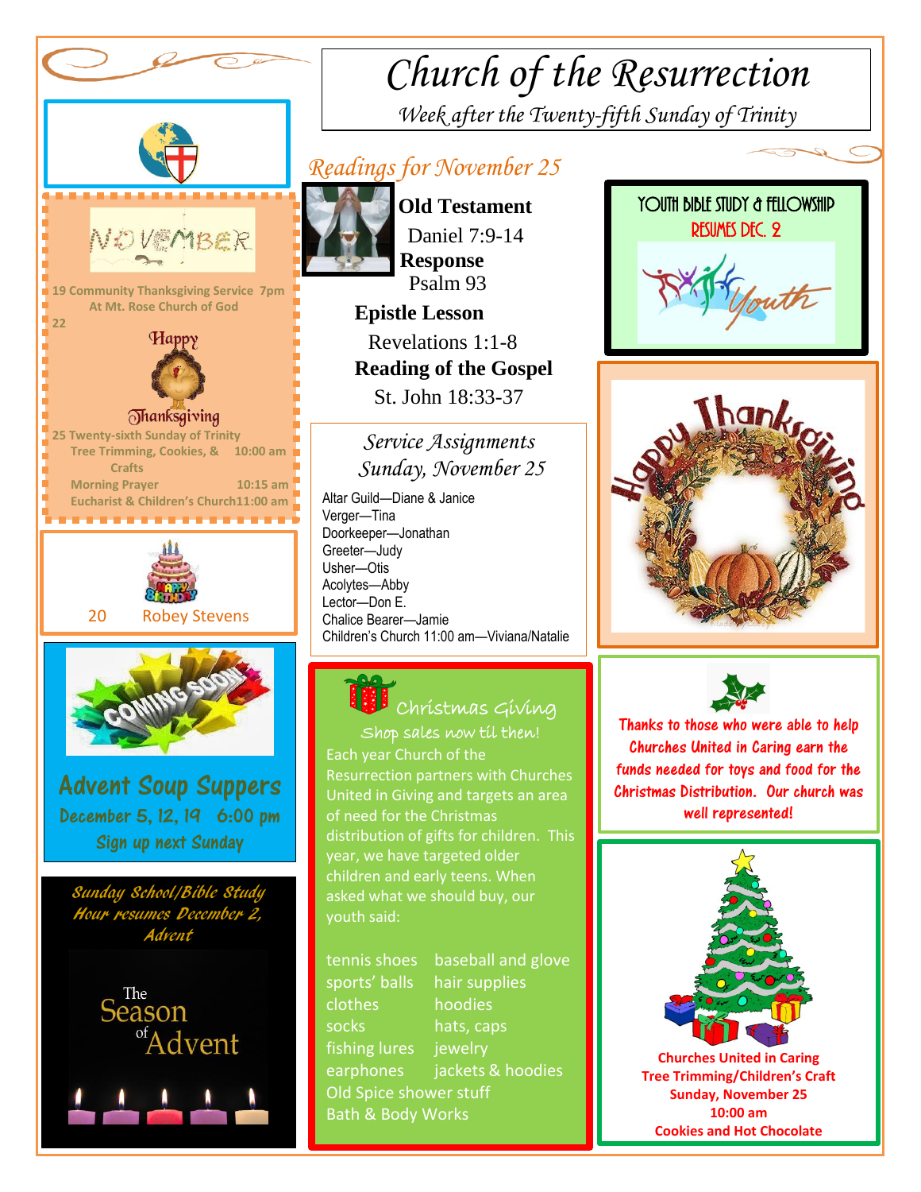# Church of the Resurrection

*Week after the Twenty-fifth Sunday of Trinity*

## NOVEMBER

**19** Community Thanksgiving Service 7pm
At Mt. Rose Church of God

**22**

Happy Thanksgiving

**25** Twenty-sixth Sunday of Trinity
Tree Trimming, Cookies, & Crafts 10:00 am
Morning Prayer 10:15 am
Eucharist & Children's Church 11:00 am

Happy Birthday

20 Robey Stevens

Coming Soon

## Advent Soup Suppers

**December 5, 12, 19 6:00 pm**

*Sign up next Sunday*

*Sunday School/Bible Study Hour resumes December 2, Advent*

The Season of Advent

## *Readings for November 25*

**Old Testament**
Daniel 7:9-14

**Response**
Psalm 93

**Epistle Lesson**
Revelations 1:1-8

**Reading of the Gospel**
St. John 18:33-37

## *Service Assignments Sunday, November 25*

Altar Guild—Diane & Janice
Verger—Tina
Doorkeeper—Jonathan
Greeter—Judy
Usher—Otis
Acolytes—Abby
Lector—Don E.
Chalice Bearer—Jamie
Children's Church 11:00 am—Viviana/Natalie

## Christmas Giving

Shop sales now til then!

Each year Church of the Resurrection partners with Churches United in Giving and targets an area of need for the Christmas distribution of gifts for children. This year, we have targeted older children and early teens. When asked what we should buy, our youth said:

- tennis shoes
- baseball and glove
- sports' balls
- hair supplies
- clothes
- hoodies
- socks
- hats, caps
- fishing lures
- jewelry
- earphones
- jackets & hoodies
- Old Spice shower stuff
- Bath & Body Works

## YOUTH BIBLE STUDY & FELLOWSHIP

RESUMES DEC. 2

Youth

Happy Thanksgiving

Thanks to those who were able to help Churches United in Caring earn the funds needed for toys and food for the Christmas Distribution. Our church was well represented!

**Churches United in Caring**
**Tree Trimming/Children's Craft**
**Sunday, November 25**
**10:00 am**
**Cookies and Hot Chocolate**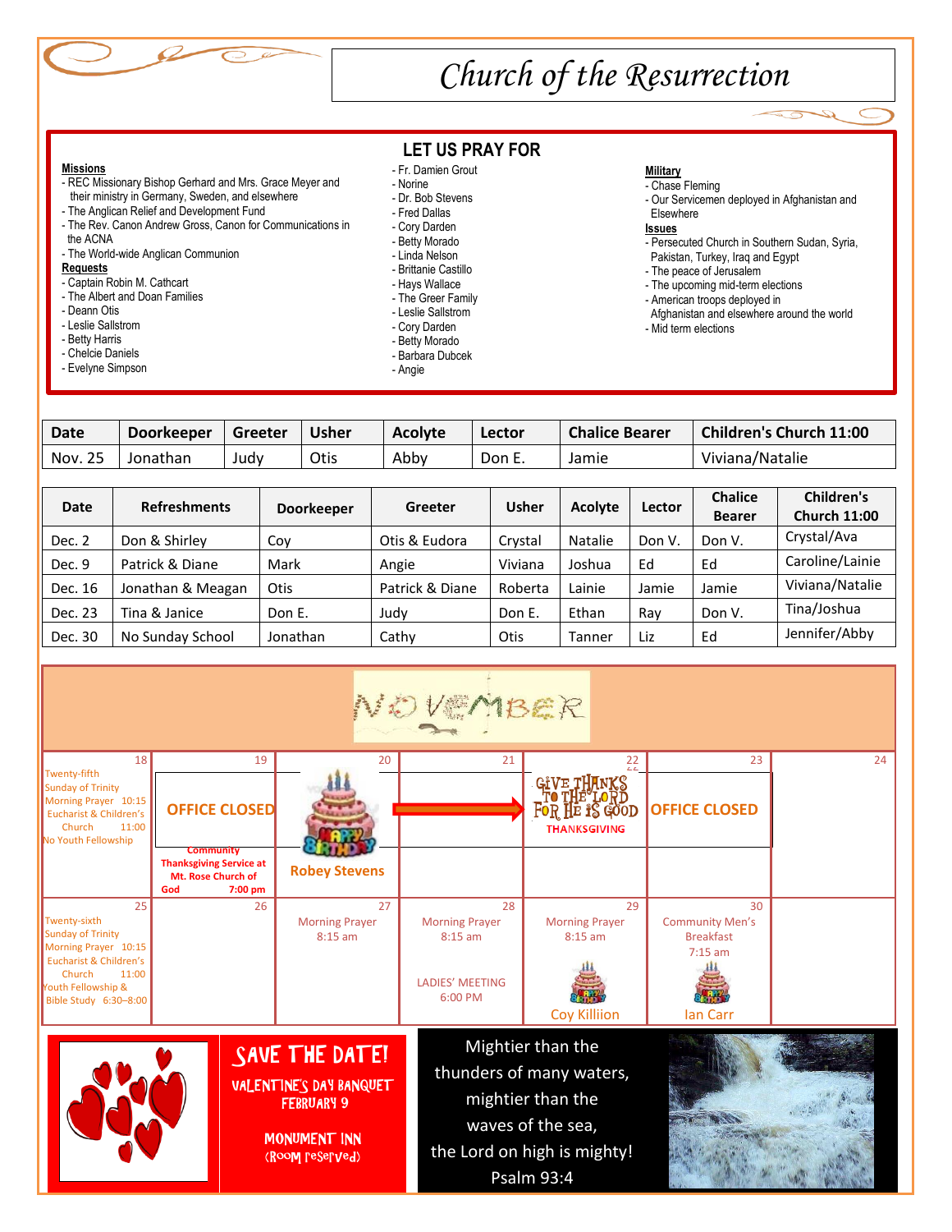# Church of the Resurrection

## LET US PRAY FOR

**Missions**
- REC Missionary Bishop Gerhard and Mrs. Grace Meyer and their ministry in Germany, Sweden, and elsewhere
- The Anglican Relief and Development Fund
- The Rev. Canon Andrew Gross, Canon for Communications in the ACNA
- The World-wide Anglican Communion

**Requests**
- Captain Robin M. Cathcart
- The Albert and Doan Families
- Deann Otis
- Leslie Sallstrom
- Betty Harris
- Chelcie Daniels
- Evelyne Simpson

- Fr. Damien Grout
- Norine
- Dr. Bob Stevens
- Fred Dallas
- Cory Darden
- Betty Morado
- Linda Nelson
- Brittanie Castillo
- Hays Wallace
- The Greer Family
- Leslie Sallstrom
- Cory Darden
- Betty Morado
- Barbara Dubcek
- Angie

**Military**
- Chase Fleming
- Our Servicemen deployed in Afghanistan and Elsewhere

**Issues**
- Persecuted Church in Southern Sudan, Syria, Pakistan, Turkey, Iraq and Egypt
- The peace of Jerusalem
- The upcoming mid-term elections
- American troops deployed in Afghanistan and elsewhere around the world
- Mid term elections

| Date | Doorkeeper | Greeter | Usher | Acolyte | Lector | Chalice Bearer | Children's Church 11:00 |
|---|---|---|---|---|---|---|---|
| Nov. 25 | Jonathan | Judy | Otis | Abby | Don E. | Jamie | Viviana/Natalie |

| Date | Refreshments | Doorkeeper | Greeter | Usher | Acolyte | Lector | Chalice Bearer | Children's Church 11:00 |
|---|---|---|---|---|---|---|---|---|
| Dec. 2 | Don & Shirley | Coy | Otis & Eudora | Crystal | Natalie | Don V. | Don V. | Crystal/Ava |
| Dec. 9 | Patrick & Diane | Mark | Angie | Viviana | Joshua | Ed | Ed | Caroline/Lainie |
| Dec. 16 | Jonathan & Meagan | Otis | Patrick & Diane | Roberta | Lainie | Jamie | Jamie | Viviana/Natalie |
| Dec. 23 | Tina & Janice | Don E. | Judy | Don E. | Ethan | Ray | Don V. | Tina/Joshua |
| Dec. 30 | No Sunday School | Jonathan | Cathy | Otis | Tanner | Liz | Ed | Jennifer/Abby |

## NOVEMBER

| | | | | | | |
|---|---|---|---|---|---|---|
| 18 Twenty-fifth Sunday of Trinity; Morning Prayer 10:15; Eucharist & Children's Church 11:00; No Youth Fellowship | 19 OFFICE CLOSED; Community Thanksgiving Service at Mt. Rose Church of God 7:00 pm | 20 Robey Stevens | 21 | 22 Give Thanks to the Lord For He is Good; THANKSGIVING | 23 OFFICE CLOSED | 24 |
| 25 Twenty-sixth Sunday of Trinity; Morning Prayer 10:15; Eucharist & Children's Church 11:00; Youth Fellowship & Bible Study 6:30–8:00 | 26 | 27 Morning Prayer 8:15 am | 28 Morning Prayer 8:15 am; LADIES' MEETING 6:00 PM | 29 Morning Prayer 8:15 am; Coy Killiion | 30 Community Men's Breakfast 7:15 am; Ian Carr | |

**SAVE THE DATE!**

VALENTINE'S DAY BANQUET
FEBRUARY 9

MONUMENT INN
(Room reserved)

Mightier than the thunders of many waters, mightier than the waves of the sea, the Lord on high is mighty!
Psalm 93:4